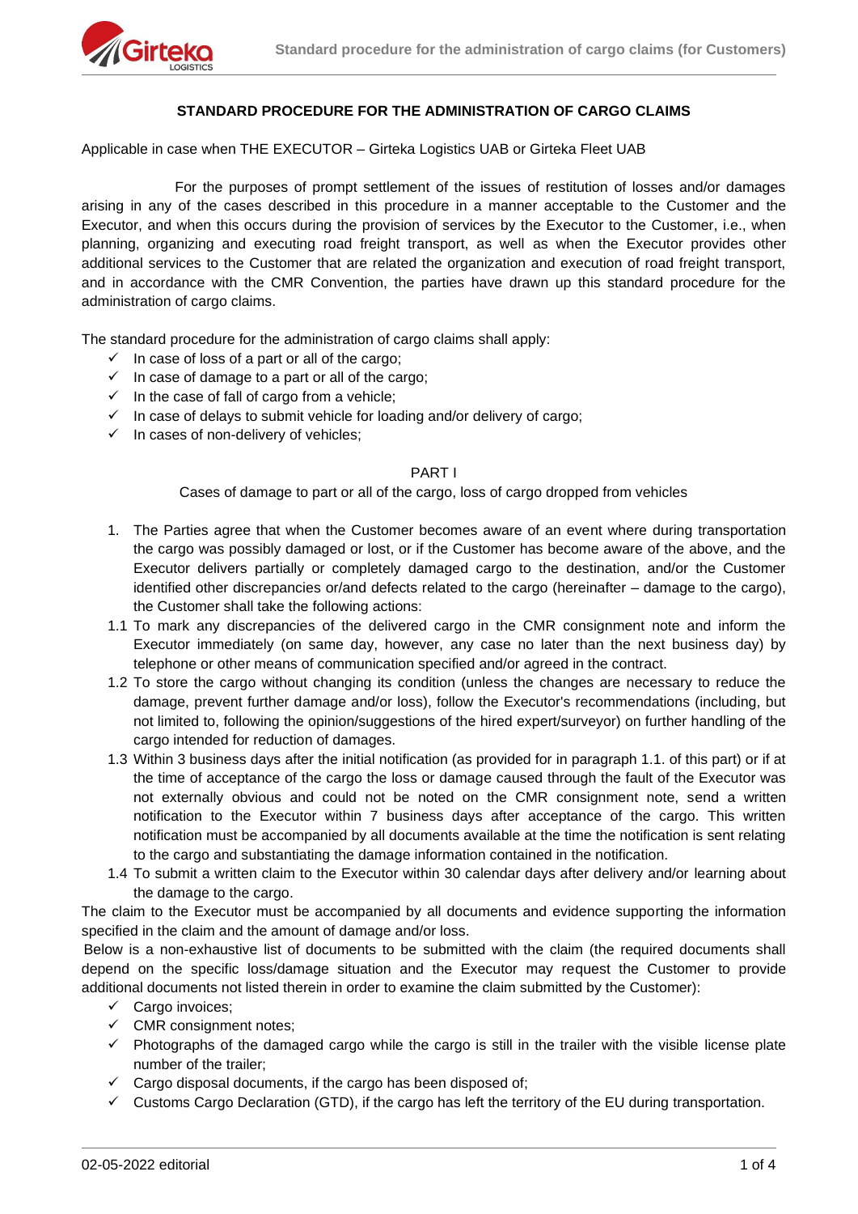## STANDARD PROCEDURE FOR THE ADMINISTRATION OF CARGO CLAIMS

Applicable in case when THE EXECUTOR – Girteka Logistics UAB or Girteka Fleet UAB

For the purposes of prompt settlement of the issues of restitution of losses and/or damages arising in any of the cases described in this procedure in a manner acceptable to the Customer and the Executor, and when this occurs during the provision of services by the Executor to the Customer, i.e., when planning, organizing and executing road freight transport, as well as when the Executor provides other additional services to the Customer that are related the organization and execution of road freight transport, and in accordance with the CMR Convention, the parties have drawn up this standard procedure for the administration of cargo claims.

The standard procedure for the administration of cargo claims shall apply:

- ✓ In case of loss of a part or all of the cargo;
- ✓ In case of damage to a part or all of the cargo;
- ✓ In the case of fall of cargo from a vehicle;
- ✓ In case of delays to submit vehicle for loading and/or delivery of cargo;
- ✓ In cases of non-delivery of vehicles;

### PART I

Cases of damage to part or all of the cargo, loss of cargo dropped from vehicles

1. The Parties agree that when the Customer becomes aware of an event where during transportation the cargo was possibly damaged or lost, or if the Customer has become aware of the above, and the Executor delivers partially or completely damaged cargo to the destination, and/or the Customer identified other discrepancies or/and defects related to the cargo (hereinafter – damage to the cargo), the Customer shall take the following actions:

1.1 To mark any discrepancies of the delivered cargo in the CMR consignment note and inform the Executor immediately (on same day, however, any case no later than the next business day) by telephone or other means of communication specified and/or agreed in the contract.

1.2 To store the cargo without changing its condition (unless the changes are necessary to reduce the damage, prevent further damage and/or loss), follow the Executor's recommendations (including, but not limited to, following the opinion/suggestions of the hired expert/surveyor) on further handling of the cargo intended for reduction of damages.

1.3 Within 3 business days after the initial notification (as provided for in paragraph 1.1. of this part) or if at the time of acceptance of the cargo the loss or damage caused through the fault of the Executor was not externally obvious and could not be noted on the CMR consignment note, send a written notification to the Executor within 7 business days after acceptance of the cargo. This written notification must be accompanied by all documents available at the time the notification is sent relating to the cargo and substantiating the damage information contained in the notification.

1.4 To submit a written claim to the Executor within 30 calendar days after delivery and/or learning about the damage to the cargo.

The claim to the Executor must be accompanied by all documents and evidence supporting the information specified in the claim and the amount of damage and/or loss.

Below is a non-exhaustive list of documents to be submitted with the claim (the required documents shall depend on the specific loss/damage situation and the Executor may request the Customer to provide additional documents not listed therein in order to examine the claim submitted by the Customer):

- ✓ Cargo invoices;
- ✓ CMR consignment notes;
- ✓ Photographs of the damaged cargo while the cargo is still in the trailer with the visible license plate number of the trailer;
- ✓ Cargo disposal documents, if the cargo has been disposed of;
- ✓ Customs Cargo Declaration (GTD), if the cargo has left the territory of the EU during transportation.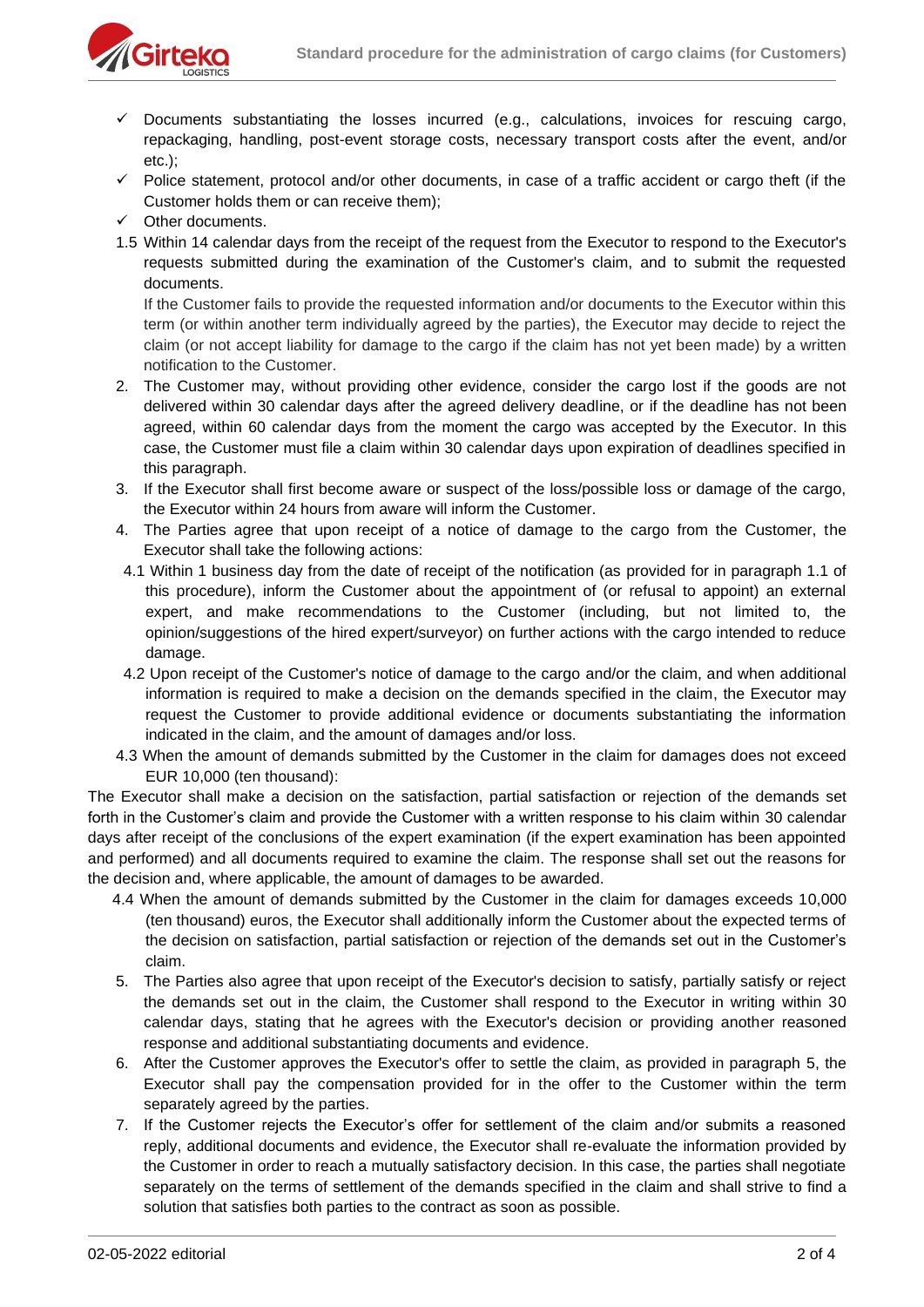- ✓ Documents substantiating the losses incurred (e.g., calculations, invoices for rescuing cargo, repackaging, handling, post-event storage costs, necessary transport costs after the event, and/or etc.);
- ✓ Police statement, protocol and/or other documents, in case of a traffic accident or cargo theft (if the Customer holds them or can receive them);
- ✓ Other documents.

1.5 Within 14 calendar days from the receipt of the request from the Executor to respond to the Executor's requests submitted during the examination of the Customer's claim, and to submit the requested documents.

If the Customer fails to provide the requested information and/or documents to the Executor within this term (or within another term individually agreed by the parties), the Executor may decide to reject the claim (or not accept liability for damage to the cargo if the claim has not yet been made) by a written notification to the Customer.

2. The Customer may, without providing other evidence, consider the cargo lost if the goods are not delivered within 30 calendar days after the agreed delivery deadline, or if the deadline has not been agreed, within 60 calendar days from the moment the cargo was accepted by the Executor. In this case, the Customer must file a claim within 30 calendar days upon expiration of deadlines specified in this paragraph.
3. If the Executor shall first become aware or suspect of the loss/possible loss or damage of the cargo, the Executor within 24 hours from aware will inform the Customer.
4. The Parties agree that upon receipt of a notice of damage to the cargo from the Customer, the Executor shall take the following actions:

4.1 Within 1 business day from the date of receipt of the notification (as provided for in paragraph 1.1 of this procedure), inform the Customer about the appointment of (or refusal to appoint) an external expert, and make recommendations to the Customer (including, but not limited to, the opinion/suggestions of the hired expert/surveyor) on further actions with the cargo intended to reduce damage.

4.2 Upon receipt of the Customer's notice of damage to the cargo and/or the claim, and when additional information is required to make a decision on the demands specified in the claim, the Executor may request the Customer to provide additional evidence or documents substantiating the information indicated in the claim, and the amount of damages and/or loss.

4.3 When the amount of demands submitted by the Customer in the claim for damages does not exceed EUR 10,000 (ten thousand):

The Executor shall make a decision on the satisfaction, partial satisfaction or rejection of the demands set forth in the Customer's claim and provide the Customer with a written response to his claim within 30 calendar days after receipt of the conclusions of the expert examination (if the expert examination has been appointed and performed) and all documents required to examine the claim. The response shall set out the reasons for the decision and, where applicable, the amount of damages to be awarded.

4.4 When the amount of demands submitted by the Customer in the claim for damages exceeds 10,000 (ten thousand) euros, the Executor shall additionally inform the Customer about the expected terms of the decision on satisfaction, partial satisfaction or rejection of the demands set out in the Customer's claim.

5. The Parties also agree that upon receipt of the Executor's decision to satisfy, partially satisfy or reject the demands set out in the claim, the Customer shall respond to the Executor in writing within 30 calendar days, stating that he agrees with the Executor's decision or providing another reasoned response and additional substantiating documents and evidence.
6. After the Customer approves the Executor's offer to settle the claim, as provided in paragraph 5, the Executor shall pay the compensation provided for in the offer to the Customer within the term separately agreed by the parties.
7. If the Customer rejects the Executor's offer for settlement of the claim and/or submits a reasoned reply, additional documents and evidence, the Executor shall re-evaluate the information provided by the Customer in order to reach a mutually satisfactory decision. In this case, the parties shall negotiate separately on the terms of settlement of the demands specified in the claim and shall strive to find a solution that satisfies both parties to the contract as soon as possible.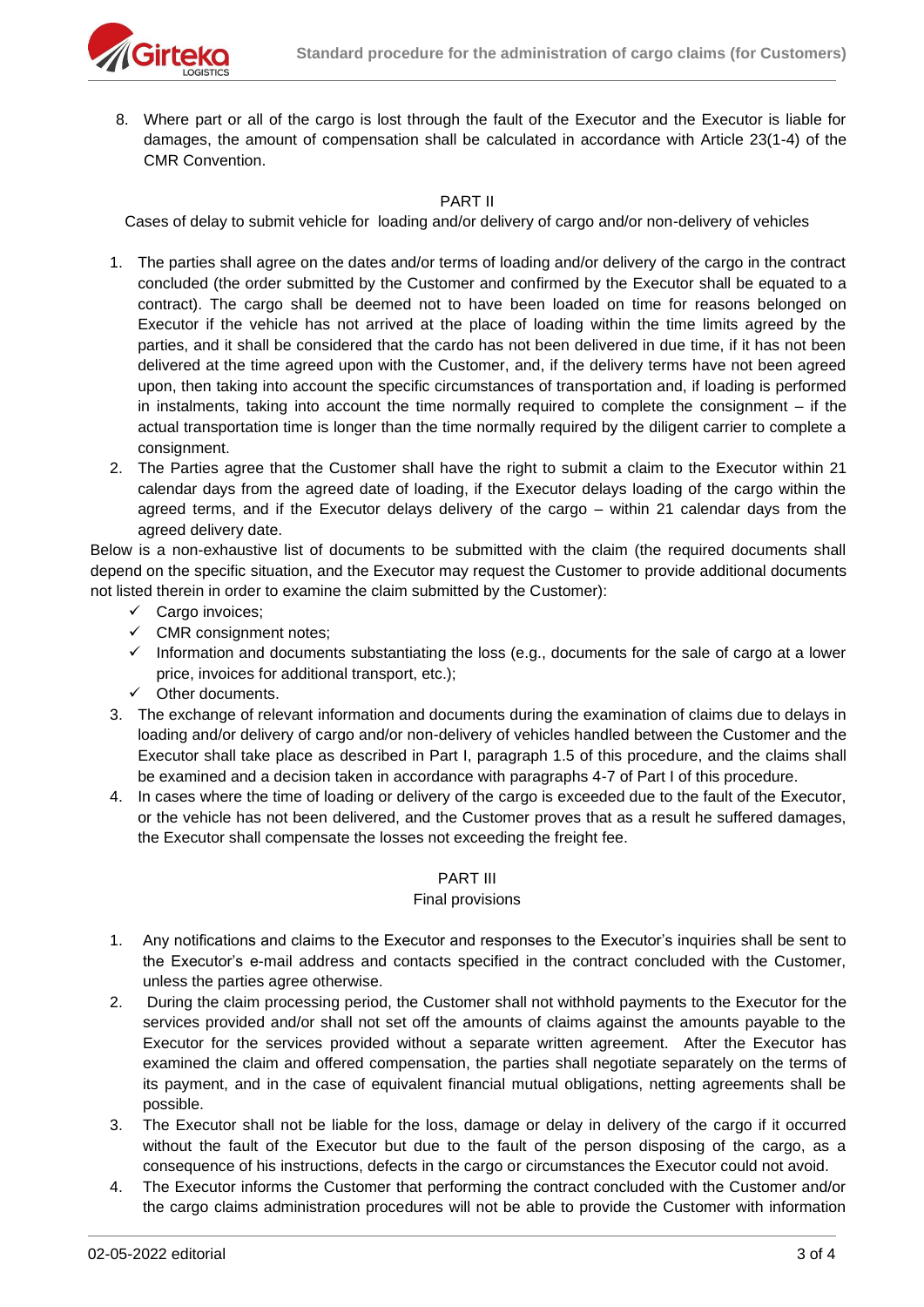8. Where part or all of the cargo is lost through the fault of the Executor and the Executor is liable for damages, the amount of compensation shall be calculated in accordance with Article 23(1-4) of the CMR Convention.

## PART II

Cases of delay to submit vehicle for loading and/or delivery of cargo and/or non-delivery of vehicles

1. The parties shall agree on the dates and/or terms of loading and/or delivery of the cargo in the contract concluded (the order submitted by the Customer and confirmed by the Executor shall be equated to a contract). The cargo shall be deemed not to have been loaded on time for reasons belonged on Executor if the vehicle has not arrived at the place of loading within the time limits agreed by the parties, and it shall be considered that the cardo has not been delivered in due time, if it has not been delivered at the time agreed upon with the Customer, and, if the delivery terms have not been agreed upon, then taking into account the specific circumstances of transportation and, if loading is performed in instalments, taking into account the time normally required to complete the consignment – if the actual transportation time is longer than the time normally required by the diligent carrier to complete a consignment.
2. The Parties agree that the Customer shall have the right to submit a claim to the Executor within 21 calendar days from the agreed date of loading, if the Executor delays loading of the cargo within the agreed terms, and if the Executor delays delivery of the cargo – within 21 calendar days from the agreed delivery date.

Below is a non-exhaustive list of documents to be submitted with the claim (the required documents shall depend on the specific situation, and the Executor may request the Customer to provide additional documents not listed therein in order to examine the claim submitted by the Customer):

- ✓ Cargo invoices;
- ✓ CMR consignment notes;
- ✓ Information and documents substantiating the loss (e.g., documents for the sale of cargo at a lower price, invoices for additional transport, etc.);
- ✓ Other documents.

3. The exchange of relevant information and documents during the examination of claims due to delays in loading and/or delivery of cargo and/or non-delivery of vehicles handled between the Customer and the Executor shall take place as described in Part I, paragraph 1.5 of this procedure, and the claims shall be examined and a decision taken in accordance with paragraphs 4-7 of Part I of this procedure.
4. In cases where the time of loading or delivery of the cargo is exceeded due to the fault of the Executor, or the vehicle has not been delivered, and the Customer proves that as a result he suffered damages, the Executor shall compensate the losses not exceeding the freight fee.

## PART III

Final provisions

1. Any notifications and claims to the Executor and responses to the Executor's inquiries shall be sent to the Executor's e-mail address and contacts specified in the contract concluded with the Customer, unless the parties agree otherwise.
2. During the claim processing period, the Customer shall not withhold payments to the Executor for the services provided and/or shall not set off the amounts of claims against the amounts payable to the Executor for the services provided without a separate written agreement. After the Executor has examined the claim and offered compensation, the parties shall negotiate separately on the terms of its payment, and in the case of equivalent financial mutual obligations, netting agreements shall be possible.
3. The Executor shall not be liable for the loss, damage or delay in delivery of the cargo if it occurred without the fault of the Executor but due to the fault of the person disposing of the cargo, as a consequence of his instructions, defects in the cargo or circumstances the Executor could not avoid.
4. The Executor informs the Customer that performing the contract concluded with the Customer and/or the cargo claims administration procedures will not be able to provide the Customer with information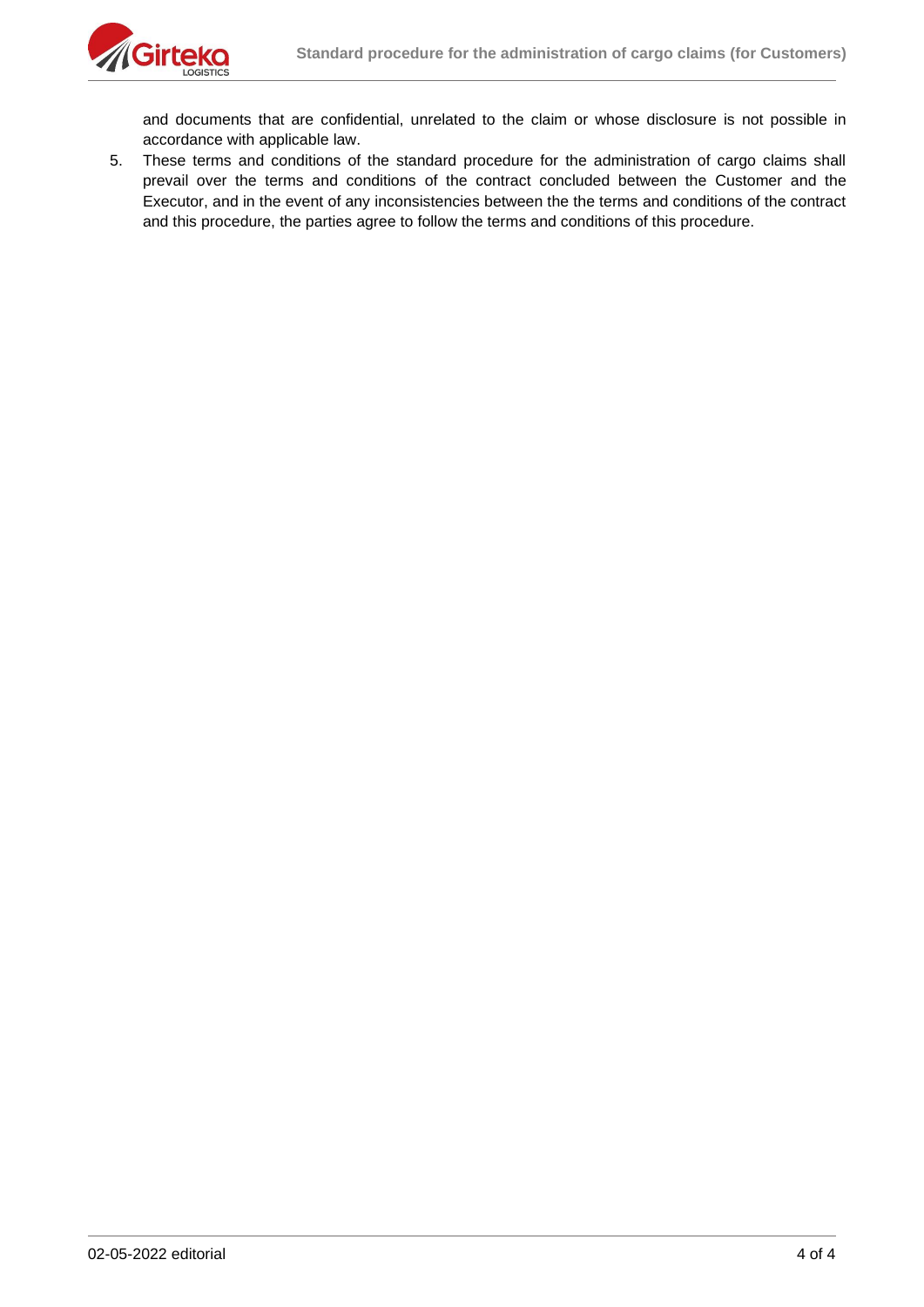and documents that are confidential, unrelated to the claim or whose disclosure is not possible in accordance with applicable law.

5. These terms and conditions of the standard procedure for the administration of cargo claims shall prevail over the terms and conditions of the contract concluded between the Customer and the Executor, and in the event of any inconsistencies between the the terms and conditions of the contract and this procedure, the parties agree to follow the terms and conditions of this procedure.